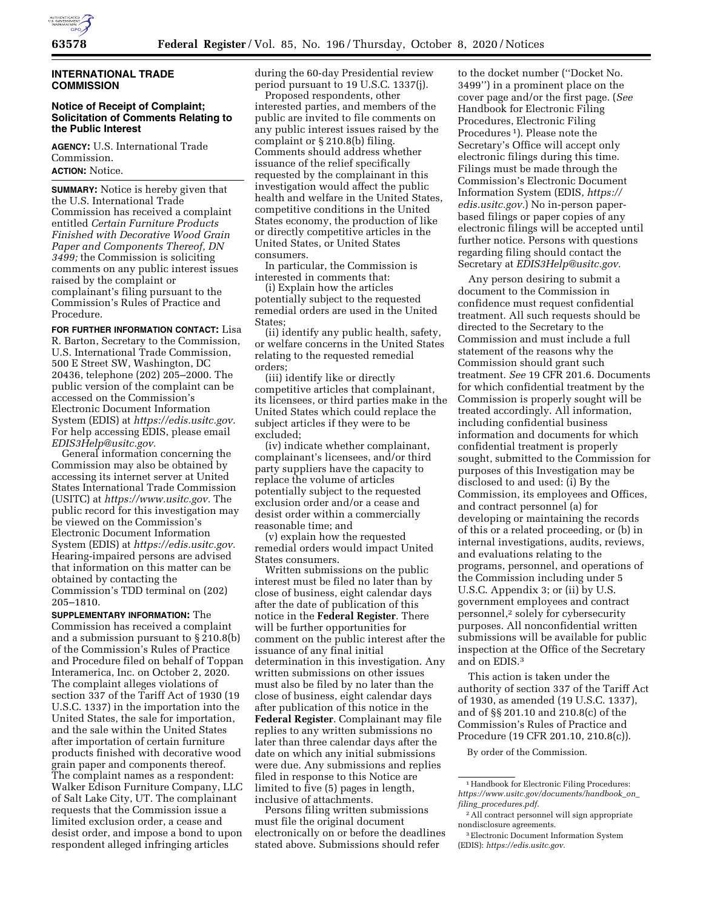## INTERNATIONAL TRADE COMMISSION

### Notice of Receipt of Complaint; Solicitation of Comments Relating to the Public Interest

**AGENCY:** U.S. International Trade Commission.

**ACTION:** Notice.

**SUMMARY:** Notice is hereby given that the U.S. International Trade Commission has received a complaint entitled *Certain Furniture Products Finished with Decorative Wood Grain Paper and Components Thereof, DN 3499;* the Commission is soliciting comments on any public interest issues raised by the complaint or complainant's filing pursuant to the Commission's Rules of Practice and Procedure.

**FOR FURTHER INFORMATION CONTACT:** Lisa R. Barton, Secretary to the Commission, U.S. International Trade Commission, 500 E Street SW, Washington, DC 20436, telephone (202) 205–2000. The public version of the complaint can be accessed on the Commission's Electronic Document Information System (EDIS) at *https://edis.usitc.gov.* For help accessing EDIS, please email *EDIS3Help@usitc.gov.*

General information concerning the Commission may also be obtained by accessing its internet server at United States International Trade Commission (USITC) at *https://www.usitc.gov.* The public record for this investigation may be viewed on the Commission's Electronic Document Information System (EDIS) at *https://edis.usitc.gov.* Hearing-impaired persons are advised that information on this matter can be obtained by contacting the Commission's TDD terminal on (202) 205–1810.

**SUPPLEMENTARY INFORMATION:** The Commission has received a complaint and a submission pursuant to § 210.8(b) of the Commission's Rules of Practice and Procedure filed on behalf of Toppan Interamerica, Inc. on October 2, 2020. The complaint alleges violations of section 337 of the Tariff Act of 1930 (19 U.S.C. 1337) in the importation into the United States, the sale for importation, and the sale within the United States after importation of certain furniture products finished with decorative wood grain paper and components thereof. The complaint names as a respondent: Walker Edison Furniture Company, LLC of Salt Lake City, UT. The complainant requests that the Commission issue a limited exclusion order, a cease and desist order, and impose a bond to upon respondent alleged infringing articles during the 60-day Presidential review period pursuant to 19 U.S.C. 1337(j).

Proposed respondents, other interested parties, and members of the public are invited to file comments on any public interest issues raised by the complaint or § 210.8(b) filing. Comments should address whether issuance of the relief specifically requested by the complainant in this investigation would affect the public health and welfare in the United States, competitive conditions in the United States economy, the production of like or directly competitive articles in the United States, or United States consumers.

In particular, the Commission is interested in comments that:

(i) Explain how the articles potentially subject to the requested remedial orders are used in the United States;

(ii) identify any public health, safety, or welfare concerns in the United States relating to the requested remedial orders;

(iii) identify like or directly competitive articles that complainant, its licensees, or third parties make in the United States which could replace the subject articles if they were to be excluded;

(iv) indicate whether complainant, complainant's licensees, and/or third party suppliers have the capacity to replace the volume of articles potentially subject to the requested exclusion order and/or a cease and desist order within a commercially reasonable time; and

(v) explain how the requested remedial orders would impact United States consumers.

Written submissions on the public interest must be filed no later than by close of business, eight calendar days after the date of publication of this notice in the **Federal Register**. There will be further opportunities for comment on the public interest after the issuance of any final initial determination in this investigation. Any written submissions on other issues must also be filed by no later than the close of business, eight calendar days after publication of this notice in the **Federal Register**. Complainant may file replies to any written submissions no later than three calendar days after the date on which any initial submissions were due. Any submissions and replies filed in response to this Notice are limited to five (5) pages in length, inclusive of attachments.

Persons filing written submissions must file the original document electronically on or before the deadlines stated above. Submissions should refer to the docket number ("Docket No. 3499") in a prominent place on the cover page and/or the first page. (*See* Handbook for Electronic Filing Procedures, Electronic Filing Procedures [1]). Please note the Secretary's Office will accept only electronic filings during this time. Filings must be made through the Commission's Electronic Document Information System (EDIS, *https://edis.usitc.gov.*) No in-person paper-based filings or paper copies of any electronic filings will be accepted until further notice. Persons with questions regarding filing should contact the Secretary at *EDIS3Help@usitc.gov.*

Any person desiring to submit a document to the Commission in confidence must request confidential treatment. All such requests should be directed to the Secretary to the Commission and must include a full statement of the reasons why the Commission should grant such treatment. *See* 19 CFR 201.6. Documents for which confidential treatment by the Commission is properly sought will be treated accordingly. All information, including confidential business information and documents for which confidential treatment is properly sought, submitted to the Commission for purposes of this Investigation may be disclosed to and used: (i) By the Commission, its employees and Offices, and contract personnel (a) for developing or maintaining the records of this or a related proceeding, or (b) in internal investigations, audits, reviews, and evaluations relating to the programs, personnel, and operations of the Commission including under 5 U.S.C. Appendix 3; or (ii) by U.S. government employees and contract personnel,[2] solely for cybersecurity purposes. All nonconfidential written submissions will be available for public inspection at the Office of the Secretary and on EDIS.[3]

This action is taken under the authority of section 337 of the Tariff Act of 1930, as amended (19 U.S.C. 1337), and of §§ 201.10 and 210.8(c) of the Commission's Rules of Practice and Procedure (19 CFR 201.10, 210.8(c)).

By order of the Commission.

[1] Handbook for Electronic Filing Procedures: *https://www.usitc.gov/documents/handbook_on_filing_procedures.pdf.*

[2] All contract personnel will sign appropriate nondisclosure agreements.

[3] Electronic Document Information System (EDIS): *https://edis.usitc.gov.*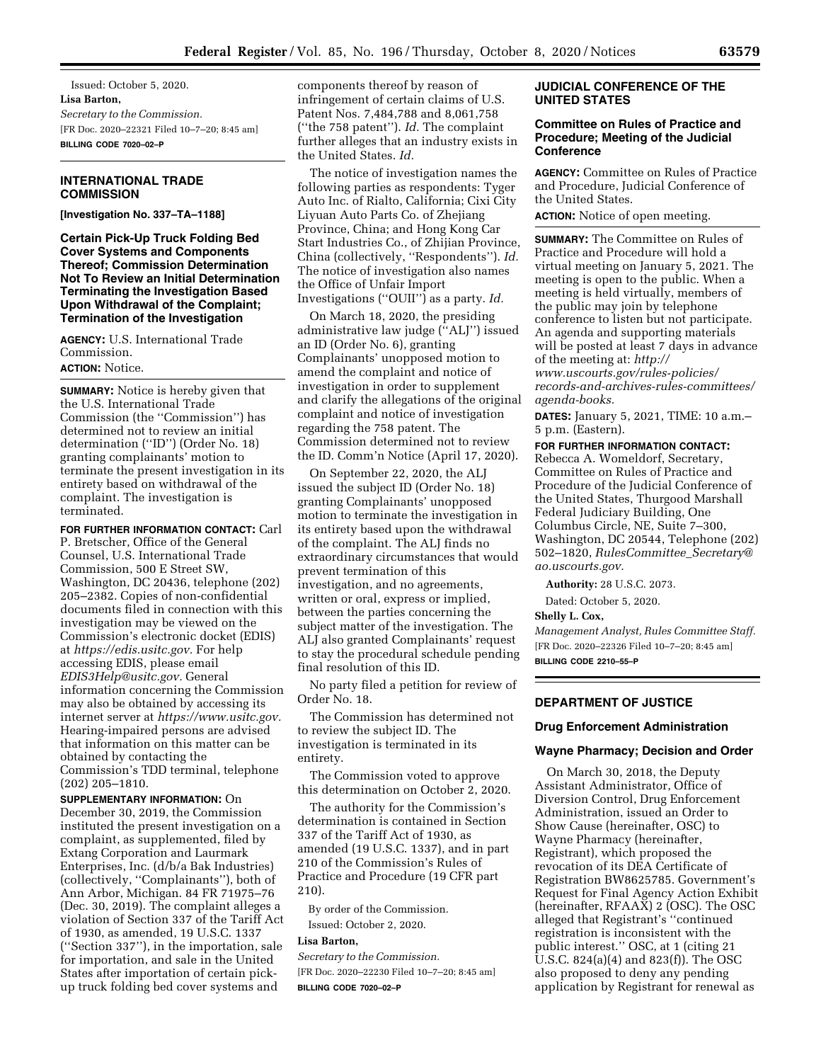Issued: October 5, 2020.

**Lisa Barton,**

*Secretary to the Commission.*

[FR Doc. 2020–22321 Filed 10–7–20; 8:45 am]

**BILLING CODE 7020–02–P**

## INTERNATIONAL TRADE COMMISSION

**[Investigation No. 337–TA–1188]**

### Certain Pick-Up Truck Folding Bed Cover Systems and Components Thereof; Commission Determination Not To Review an Initial Determination Terminating the Investigation Based Upon Withdrawal of the Complaint; Termination of the Investigation

**AGENCY:** U.S. International Trade Commission.

**ACTION:** Notice.

**SUMMARY:** Notice is hereby given that the U.S. International Trade Commission (the ''Commission'') has determined not to review an initial determination (''ID'') (Order No. 18) granting complainants' motion to terminate the present investigation in its entirety based on withdrawal of the complaint. The investigation is terminated.

**FOR FURTHER INFORMATION CONTACT:** Carl P. Bretscher, Office of the General Counsel, U.S. International Trade Commission, 500 E Street SW, Washington, DC 20436, telephone (202) 205–2382. Copies of non-confidential documents filed in connection with this investigation may be viewed on the Commission's electronic docket (EDIS) at *https://edis.usitc.gov.* For help accessing EDIS, please email *EDIS3Help@usitc.gov.* General information concerning the Commission may also be obtained by accessing its internet server at *https://www.usitc.gov.* Hearing-impaired persons are advised that information on this matter can be obtained by contacting the Commission's TDD terminal, telephone (202) 205–1810.

**SUPPLEMENTARY INFORMATION:** On December 30, 2019, the Commission instituted the present investigation on a complaint, as supplemented, filed by Extang Corporation and Laurmark Enterprises, Inc. (d/b/a Bak Industries) (collectively, ''Complainants''), both of Ann Arbor, Michigan. 84 FR 71975–76 (Dec. 30, 2019). The complaint alleges a violation of Section 337 of the Tariff Act of 1930, as amended, 19 U.S.C. 1337 (''Section 337''), in the importation, sale for importation, and sale in the United States after importation of certain pick-up truck folding bed cover systems and components thereof by reason of infringement of certain claims of U.S. Patent Nos. 7,484,788 and 8,061,758 (''the 758 patent''). *Id.* The complaint further alleges that an industry exists in the United States. *Id.*

The notice of investigation names the following parties as respondents: Tyger Auto Inc. of Rialto, California; Cixi City Liyuan Auto Parts Co. of Zhejiang Province, China; and Hong Kong Car Start Industries Co., of Zhijian Province, China (collectively, ''Respondents''). *Id.* The notice of investigation also names the Office of Unfair Import Investigations (''OUII'') as a party. *Id.*

On March 18, 2020, the presiding administrative law judge (''ALJ'') issued an ID (Order No. 6), granting Complainants' unopposed motion to amend the complaint and notice of investigation in order to supplement and clarify the allegations of the original complaint and notice of investigation regarding the 758 patent. The Commission determined not to review the ID. Comm'n Notice (April 17, 2020).

On September 22, 2020, the ALJ issued the subject ID (Order No. 18) granting Complainants' unopposed motion to terminate the investigation in its entirety based upon the withdrawal of the complaint. The ALJ finds no extraordinary circumstances that would prevent termination of this investigation, and no agreements, written or oral, express or implied, between the parties concerning the subject matter of the investigation. The ALJ also granted Complainants' request to stay the procedural schedule pending final resolution of this ID.

No party filed a petition for review of Order No. 18.

The Commission has determined not to review the subject ID. The investigation is terminated in its entirety.

The Commission voted to approve this determination on October 2, 2020.

The authority for the Commission's determination is contained in Section 337 of the Tariff Act of 1930, as amended (19 U.S.C. 1337), and in part 210 of the Commission's Rules of Practice and Procedure (19 CFR part 210).

By order of the Commission.

Issued: October 2, 2020.

**Lisa Barton,**

*Secretary to the Commission.*

[FR Doc. 2020–22230 Filed 10–7–20; 8:45 am]

**BILLING CODE 7020–02–P**

## JUDICIAL CONFERENCE OF THE UNITED STATES

### Committee on Rules of Practice and Procedure; Meeting of the Judicial Conference

**AGENCY:** Committee on Rules of Practice and Procedure, Judicial Conference of the United States.

**ACTION:** Notice of open meeting.

**SUMMARY:** The Committee on Rules of Practice and Procedure will hold a virtual meeting on January 5, 2021. The meeting is open to the public. When a meeting is held virtually, members of the public may join by telephone conference to listen but not participate. An agenda and supporting materials will be posted at least 7 days in advance of the meeting at: *http://www.uscourts.gov/rules-policies/records-and-archives-rules-committees/agenda-books.*

**DATES:** January 5, 2021, TIME: 10 a.m.–5 p.m. (Eastern).

**FOR FURTHER INFORMATION CONTACT:** Rebecca A. Womeldorf, Secretary, Committee on Rules of Practice and Procedure of the Judicial Conference of the United States, Thurgood Marshall Federal Judiciary Building, One Columbus Circle, NE, Suite 7–300, Washington, DC 20544, Telephone (202) 502–1820, *RulesCommittee_Secretary@ao.uscourts.gov.*

**Authority:** 28 U.S.C. 2073.

Dated: October 5, 2020.

**Shelly L. Cox,**

*Management Analyst, Rules Committee Staff.*

[FR Doc. 2020–22326 Filed 10–7–20; 8:45 am]

**BILLING CODE 2210–55–P**

## DEPARTMENT OF JUSTICE

### Drug Enforcement Administration

### Wayne Pharmacy; Decision and Order

On March 30, 2018, the Deputy Assistant Administrator, Office of Diversion Control, Drug Enforcement Administration, issued an Order to Show Cause (hereinafter, OSC) to Wayne Pharmacy (hereinafter, Registrant), which proposed the revocation of its DEA Certificate of Registration BW8625785. Government's Request for Final Agency Action Exhibit (hereinafter, RFAAX) 2 (OSC). The OSC alleged that Registrant's ''continued registration is inconsistent with the public interest.'' OSC, at 1 (citing 21 U.S.C. 824(a)(4) and 823(f)). The OSC also proposed to deny any pending application by Registrant for renewal as